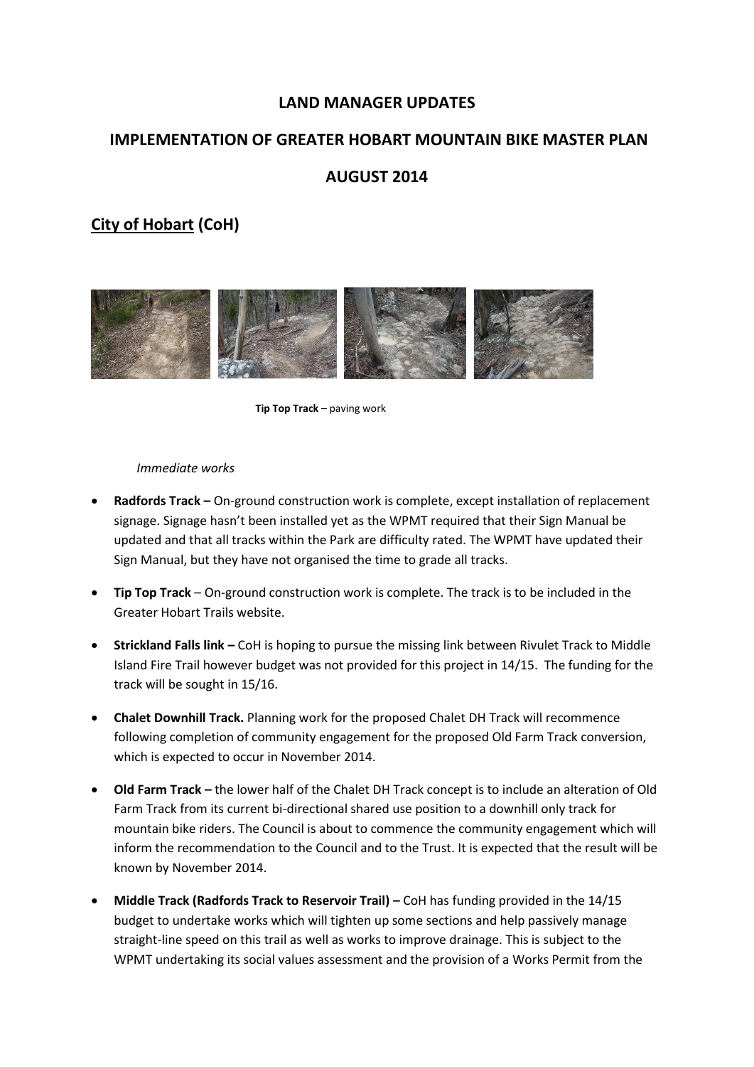# LAND MANAGER UPDATES

## IMPLEMENTATION OF GREATER HOBART MOUNTAIN BIKE MASTER PLAN

## AUGUST 2014

## City of Hobart (CoH)

**Tip Top Track** – paving work

*Immediate works*

- **Radfords Track –** On-ground construction work is complete, except installation of replacement signage. Signage hasn't been installed yet as the WPMT required that their Sign Manual be updated and that all tracks within the Park are difficulty rated. The WPMT have updated their Sign Manual, but they have not organised the time to grade all tracks.
- **Tip Top Track** – On-ground construction work is complete. The track is to be included in the Greater Hobart Trails website.
- **Strickland Falls link –** CoH is hoping to pursue the missing link between Rivulet Track to Middle Island Fire Trail however budget was not provided for this project in 14/15. The funding for the track will be sought in 15/16.
- **Chalet Downhill Track.** Planning work for the proposed Chalet DH Track will recommence following completion of community engagement for the proposed Old Farm Track conversion, which is expected to occur in November 2014.
- **Old Farm Track –** the lower half of the Chalet DH Track concept is to include an alteration of Old Farm Track from its current bi-directional shared use position to a downhill only track for mountain bike riders. The Council is about to commence the community engagement which will inform the recommendation to the Council and to the Trust. It is expected that the result will be known by November 2014.
- **Middle Track (Radfords Track to Reservoir Trail) –** CoH has funding provided in the 14/15 budget to undertake works which will tighten up some sections and help passively manage straight-line speed on this trail as well as works to improve drainage. This is subject to the WPMT undertaking its social values assessment and the provision of a Works Permit from the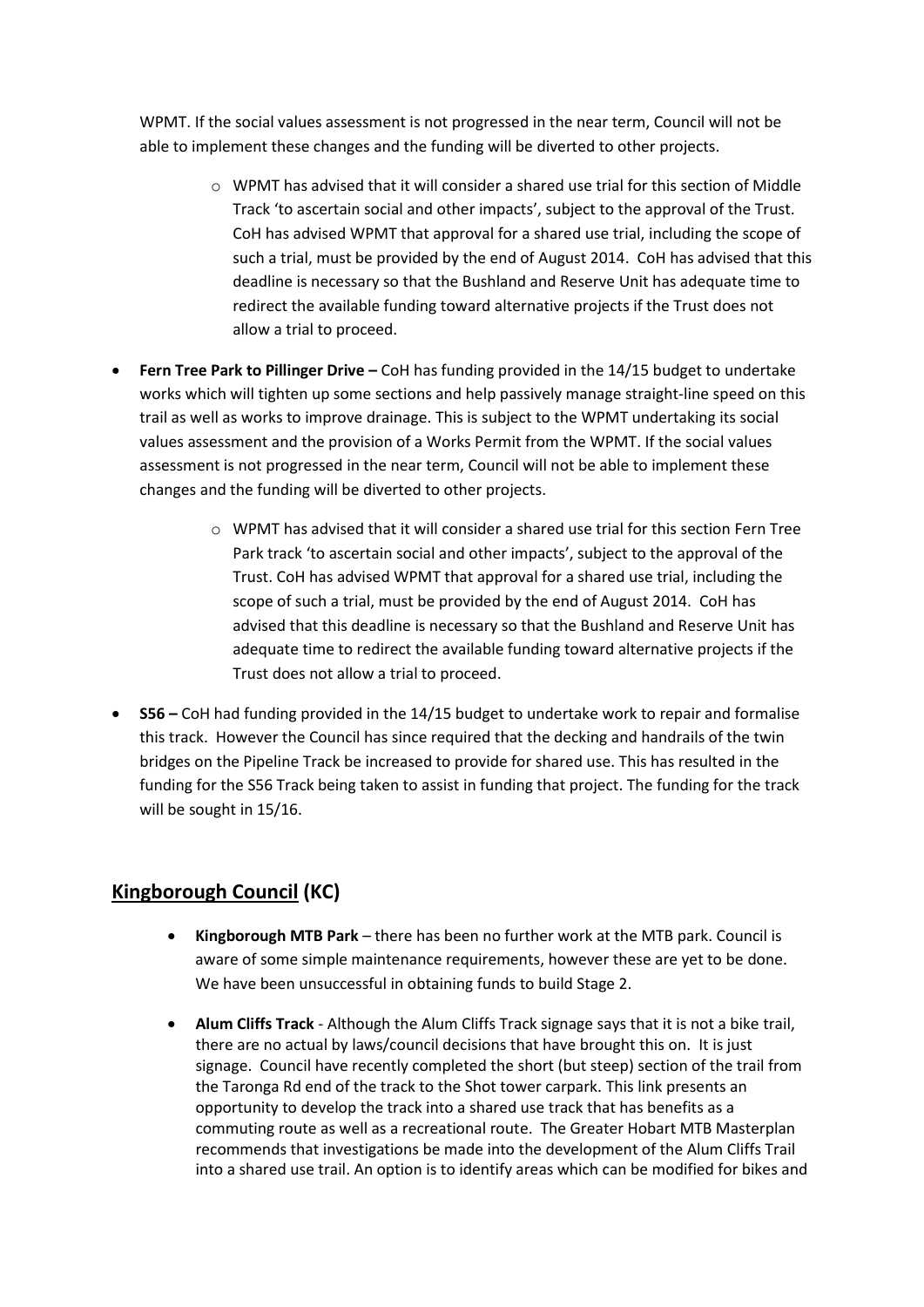WPMT. If the social values assessment is not progressed in the near term, Council will not be able to implement these changes and the funding will be diverted to other projects.

    - WPMT has advised that it will consider a shared use trial for this section of Middle Track 'to ascertain social and other impacts', subject to the approval of the Trust. CoH has advised WPMT that approval for a shared use trial, including the scope of such a trial, must be provided by the end of August 2014. CoH has advised that this deadline is necessary so that the Bushland and Reserve Unit has adequate time to redirect the available funding toward alternative projects if the Trust does not allow a trial to proceed.

- **Fern Tree Park to Pillinger Drive –** CoH has funding provided in the 14/15 budget to undertake works which will tighten up some sections and help passively manage straight-line speed on this trail as well as works to improve drainage. This is subject to the WPMT undertaking its social values assessment and the provision of a Works Permit from the WPMT. If the social values assessment is not progressed in the near term, Council will not be able to implement these changes and the funding will be diverted to other projects.

    - WPMT has advised that it will consider a shared use trial for this section Fern Tree Park track 'to ascertain social and other impacts', subject to the approval of the Trust. CoH has advised WPMT that approval for a shared use trial, including the scope of such a trial, must be provided by the end of August 2014. CoH has advised that this deadline is necessary so that the Bushland and Reserve Unit has adequate time to redirect the available funding toward alternative projects if the Trust does not allow a trial to proceed.

- **S56 –** CoH had funding provided in the 14/15 budget to undertake work to repair and formalise this track. However the Council has since required that the decking and handrails of the twin bridges on the Pipeline Track be increased to provide for shared use. This has resulted in the funding for the S56 Track being taken to assist in funding that project. The funding for the track will be sought in 15/16.

## **Kingborough Council (KC)**

- **Kingborough MTB Park** – there has been no further work at the MTB park. Council is aware of some simple maintenance requirements, however these are yet to be done. We have been unsuccessful in obtaining funds to build Stage 2.

- **Alum Cliffs Track** - Although the Alum Cliffs Track signage says that it is not a bike trail, there are no actual by laws/council decisions that have brought this on. It is just signage. Council have recently completed the short (but steep) section of the trail from the Taronga Rd end of the track to the Shot tower carpark. This link presents an opportunity to develop the track into a shared use track that has benefits as a commuting route as well as a recreational route. The Greater Hobart MTB Masterplan recommends that investigations be made into the development of the Alum Cliffs Trail into a shared use trail. An option is to identify areas which can be modified for bikes and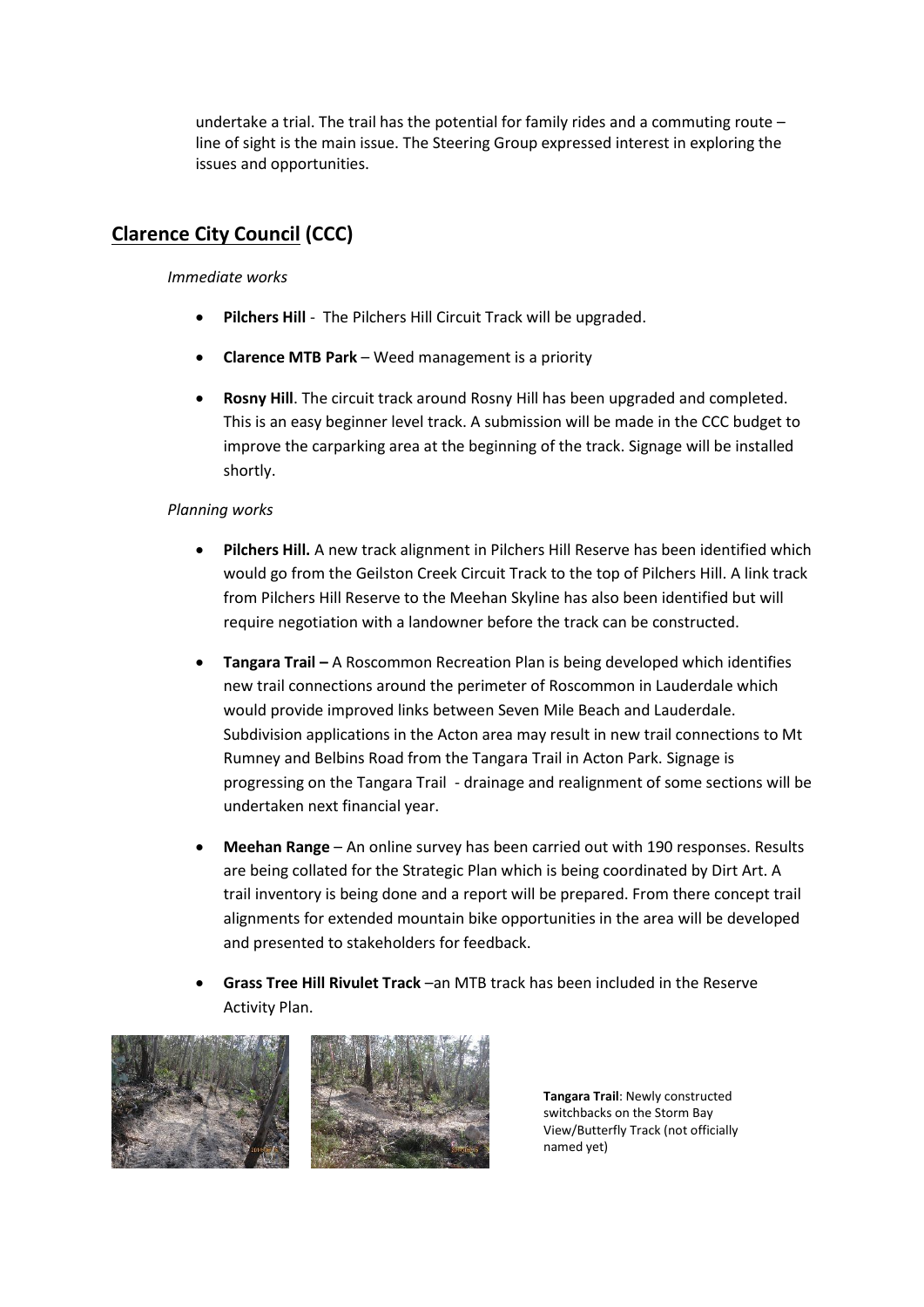undertake a trial. The trail has the potential for family rides and a commuting route – line of sight is the main issue. The Steering Group expressed interest in exploring the issues and opportunities.

## Clarence City Council (CCC)

*Immediate works*

- **Pilchers Hill** - The Pilchers Hill Circuit Track will be upgraded.
- **Clarence MTB Park** – Weed management is a priority
- **Rosny Hill**. The circuit track around Rosny Hill has been upgraded and completed. This is an easy beginner level track. A submission will be made in the CCC budget to improve the carparking area at the beginning of the track. Signage will be installed shortly.

*Planning works*

- **Pilchers Hill.** A new track alignment in Pilchers Hill Reserve has been identified which would go from the Geilston Creek Circuit Track to the top of Pilchers Hill. A link track from Pilchers Hill Reserve to the Meehan Skyline has also been identified but will require negotiation with a landowner before the track can be constructed.
- **Tangara Trail –** A Roscommon Recreation Plan is being developed which identifies new trail connections around the perimeter of Roscommon in Lauderdale which would provide improved links between Seven Mile Beach and Lauderdale. Subdivision applications in the Acton area may result in new trail connections to Mt Rumney and Belbins Road from the Tangara Trail in Acton Park. Signage is progressing on the Tangara Trail - drainage and realignment of some sections will be undertaken next financial year.
- **Meehan Range** – An online survey has been carried out with 190 responses. Results are being collated for the Strategic Plan which is being coordinated by Dirt Art. A trail inventory is being done and a report will be prepared. From there concept trail alignments for extended mountain bike opportunities in the area will be developed and presented to stakeholders for feedback.
- **Grass Tree Hill Rivulet Track** –an MTB track has been included in the Reserve Activity Plan.

**Tangara Trail**: Newly constructed switchbacks on the Storm Bay View/Butterfly Track (not officially named yet)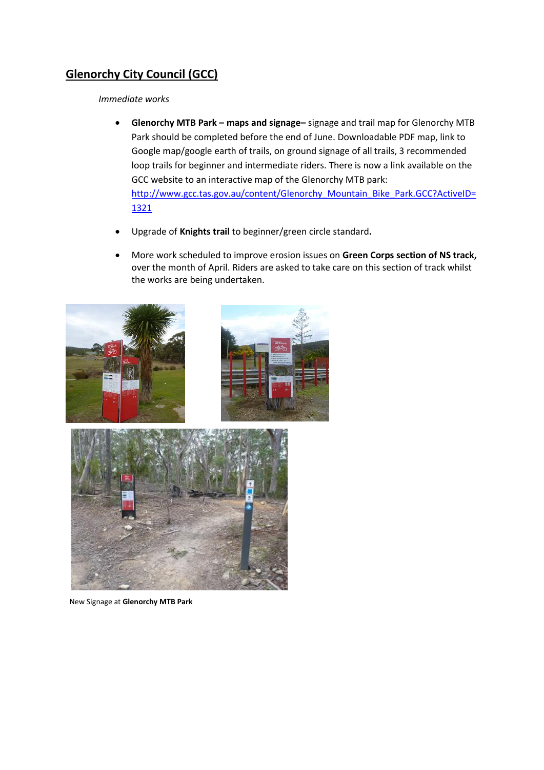## Glenorchy City Council (GCC)

*Immediate works*

- **Glenorchy MTB Park – maps and signage–** signage and trail map for Glenorchy MTB Park should be completed before the end of June. Downloadable PDF map, link to Google map/google earth of trails, on ground signage of all trails, 3 recommended loop trails for beginner and intermediate riders. There is now a link available on the GCC website to an interactive map of the Glenorchy MTB park: http://www.gcc.tas.gov.au/content/Glenorchy_Mountain_Bike_Park.GCC?ActiveID=1321

- Upgrade of **Knights trail** to beginner/green circle standard**.**

- More work scheduled to improve erosion issues on **Green Corps section of NS track,** over the month of April. Riders are asked to take care on this section of track whilst the works are being undertaken.

New Signage at **Glenorchy MTB Park**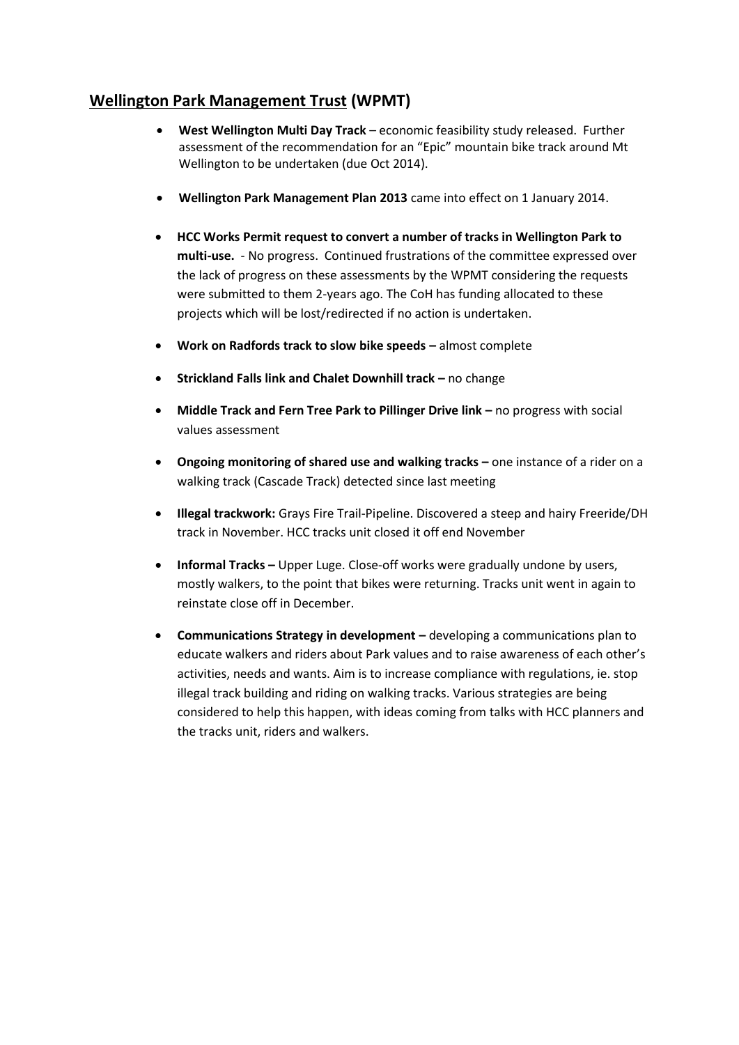## Wellington Park Management Trust (WPMT)

- **West Wellington Multi Day Track** – economic feasibility study released. Further assessment of the recommendation for an "Epic" mountain bike track around Mt Wellington to be undertaken (due Oct 2014).
- **Wellington Park Management Plan 2013** came into effect on 1 January 2014.
- **HCC Works Permit request to convert a number of tracks in Wellington Park to multi-use.** - No progress. Continued frustrations of the committee expressed over the lack of progress on these assessments by the WPMT considering the requests were submitted to them 2-years ago. The CoH has funding allocated to these projects which will be lost/redirected if no action is undertaken.
- **Work on Radfords track to slow bike speeds –** almost complete
- **Strickland Falls link and Chalet Downhill track –** no change
- **Middle Track and Fern Tree Park to Pillinger Drive link –** no progress with social values assessment
- **Ongoing monitoring of shared use and walking tracks –** one instance of a rider on a walking track (Cascade Track) detected since last meeting
- **Illegal trackwork:** Grays Fire Trail-Pipeline. Discovered a steep and hairy Freeride/DH track in November. HCC tracks unit closed it off end November
- **Informal Tracks –** Upper Luge. Close-off works were gradually undone by users, mostly walkers, to the point that bikes were returning. Tracks unit went in again to reinstate close off in December.
- **Communications Strategy in development –** developing a communications plan to educate walkers and riders about Park values and to raise awareness of each other's activities, needs and wants. Aim is to increase compliance with regulations, ie. stop illegal track building and riding on walking tracks. Various strategies are being considered to help this happen, with ideas coming from talks with HCC planners and the tracks unit, riders and walkers.